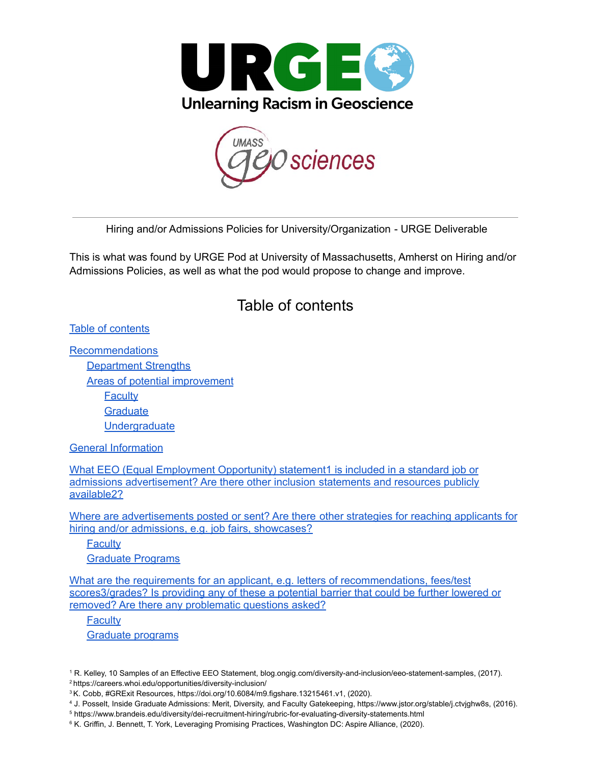Hiring and/or Admissions Policies for University/Organization - URGE Deliverable

This is what was found by URGE Pod at University of Massachusetts, Amherst on Hiring and/or Admissions Policies, as well as what the pod would propose to change and improve.

# Table of contents

Table of contents

Recommendations
- Department Strengths
- Areas of potential improvement
  - Faculty
  - Graduate
  - Undergraduate

General Information

What EEO (Equal Employment Opportunity) statement1 is included in a standard job or admissions advertisement? Are there other inclusion statements and resources publicly available2?

Where are advertisements posted or sent? Are there other strategies for reaching applicants for hiring and/or admissions, e.g. job fairs, showcases?
- Faculty
- Graduate Programs

What are the requirements for an applicant, e.g. letters of recommendations, fees/test scores3/grades? Is providing any of these a potential barrier that could be further lowered or removed? Are there any problematic questions asked?
- Faculty
- Graduate programs

[1] R. Kelley, 10 Samples of an Effective EEO Statement, blog.ongig.com/diversity-and-inclusion/eeo-statement-samples, (2017).
[2] https://careers.whoi.edu/opportunities/diversity-inclusion/
[3] K. Cobb, #GRExit Resources, https://doi.org/10.6084/m9.figshare.13215461.v1, (2020).
[4] J. Posselt, Inside Graduate Admissions: Merit, Diversity, and Faculty Gatekeeping, https://www.jstor.org/stable/j.ctvjghw8s, (2016).
[5] https://www.brandeis.edu/diversity/dei-recruitment-hiring/rubric-for-evaluating-diversity-statements.html
[6] K. Griffin, J. Bennett, T. York, Leveraging Promising Practices, Washington DC: Aspire Alliance, (2020).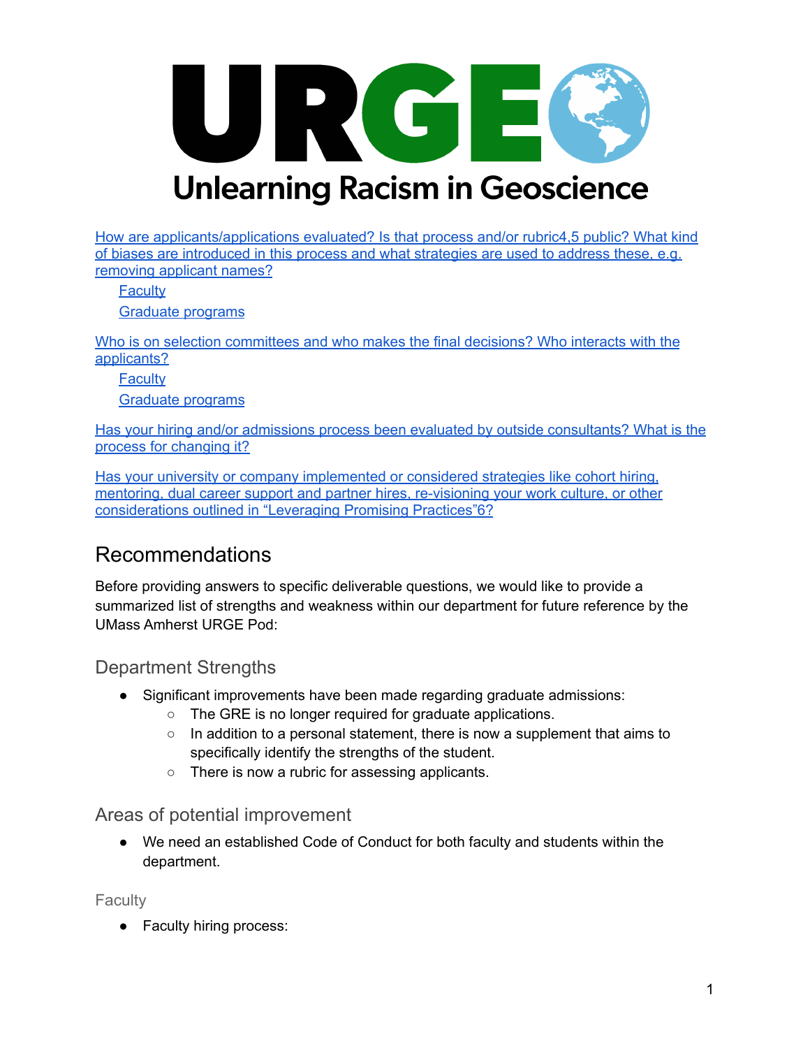[How are applicants/applications evaluated? Is that process and/or rubric4,5 public? What kind of biases are introduced in this process and what strategies are used to address these, e.g. removing applicant names?](#)

- [Faculty](#)
- [Graduate programs](#)

[Who is on selection committees and who makes the final decisions? Who interacts with the applicants?](#)

- [Faculty](#)
- [Graduate programs](#)

[Has your hiring and/or admissions process been evaluated by outside consultants? What is the process for changing it?](#)

[Has your university or company implemented or considered strategies like cohort hiring, mentoring, dual career support and partner hires, re-visioning your work culture, or other considerations outlined in "Leveraging Promising Practices"6?](#)

## Recommendations

Before providing answers to specific deliverable questions, we would like to provide a summarized list of strengths and weakness within our department for future reference by the UMass Amherst URGE Pod:

### Department Strengths

- Significant improvements have been made regarding graduate admissions:
  - The GRE is no longer required for graduate applications.
  - In addition to a personal statement, there is now a supplement that aims to specifically identify the strengths of the student.
  - There is now a rubric for assessing applicants.

### Areas of potential improvement

- We need an established Code of Conduct for both faculty and students within the department.

#### Faculty

- Faculty hiring process: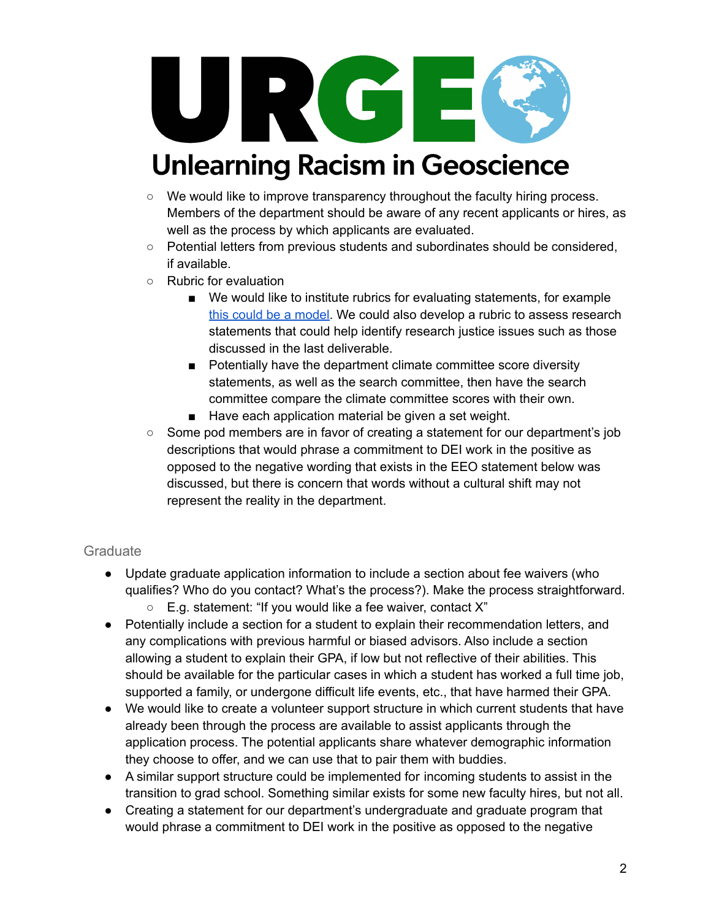- We would like to improve transparency throughout the faculty hiring process. Members of the department should be aware of any recent applicants or hires, as well as the process by which applicants are evaluated.
- Potential letters from previous students and subordinates should be considered, if available.
- Rubric for evaluation
    - We would like to institute rubrics for evaluating statements, for example this could be a model. We could also develop a rubric to assess research statements that could help identify research justice issues such as those discussed in the last deliverable.
    - Potentially have the department climate committee score diversity statements, as well as the search committee, then have the search committee compare the climate committee scores with their own.
    - Have each application material be given a set weight.
- Some pod members are in favor of creating a statement for our department's job descriptions that would phrase a commitment to DEI work in the positive as opposed to the negative wording that exists in the EEO statement below was discussed, but there is concern that words without a cultural shift may not represent the reality in the department.

### Graduate

- Update graduate application information to include a section about fee waivers (who qualifies? Who do you contact? What's the process?). Make the process straightforward.
    - E.g. statement: "If you would like a fee waiver, contact X"
- Potentially include a section for a student to explain their recommendation letters, and any complications with previous harmful or biased advisors. Also include a section allowing a student to explain their GPA, if low but not reflective of their abilities. This should be available for the particular cases in which a student has worked a full time job, supported a family, or undergone difficult life events, etc., that have harmed their GPA.
- We would like to create a volunteer support structure in which current students that have already been through the process are available to assist applicants through the application process. The potential applicants share whatever demographic information they choose to offer, and we can use that to pair them with buddies.
- A similar support structure could be implemented for incoming students to assist in the transition to grad school. Something similar exists for some new faculty hires, but not all.
- Creating a statement for our department's undergraduate and graduate program that would phrase a commitment to DEI work in the positive as opposed to the negative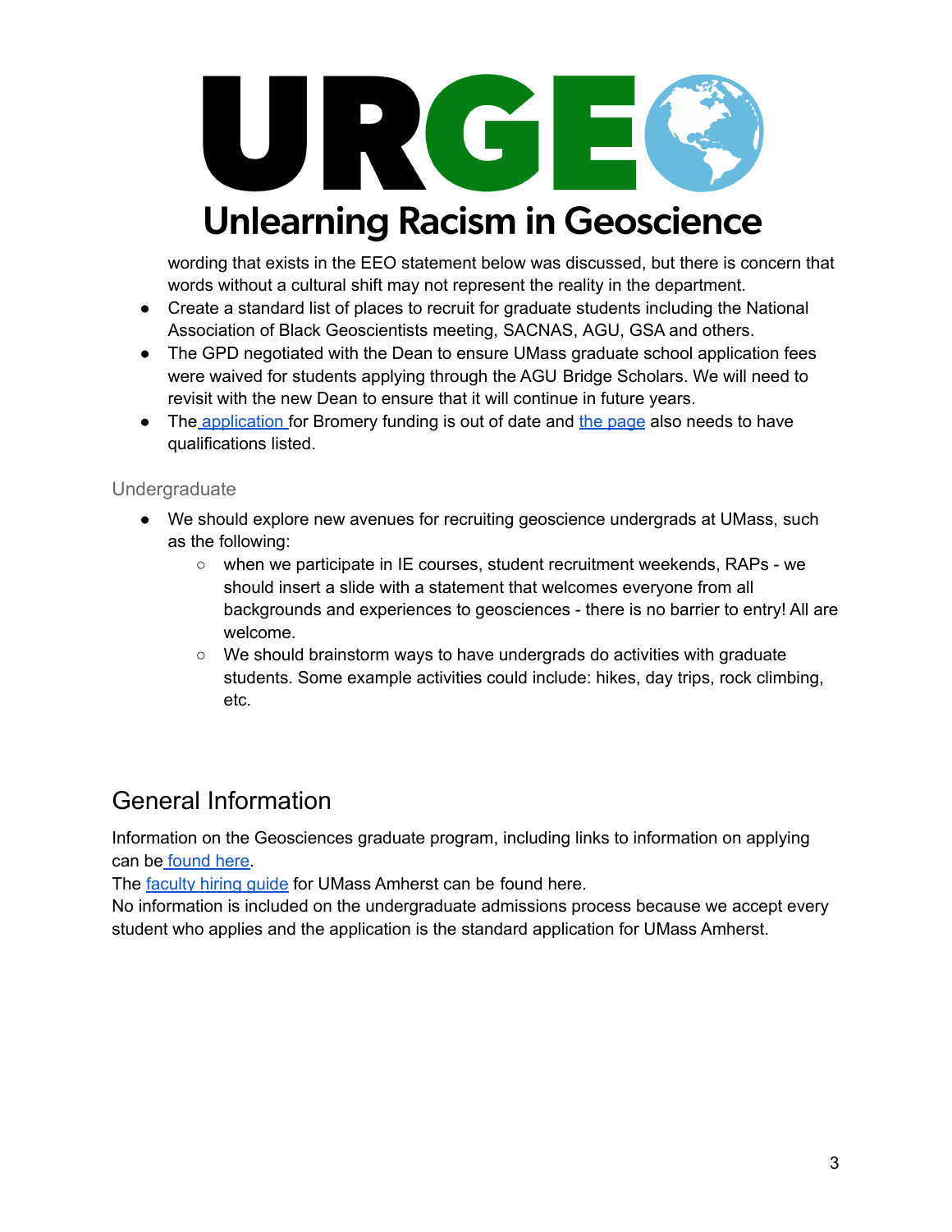wording that exists in the EEO statement below was discussed, but there is concern that words without a cultural shift may not represent the reality in the department.

- Create a standard list of places to recruit for graduate students including the National Association of Black Geoscientists meeting, SACNAS, AGU, GSA and others.
- The GPD negotiated with the Dean to ensure UMass graduate school application fees were waived for students applying through the AGU Bridge Scholars. We will need to revisit with the new Dean to ensure that it will continue in future years.
- The application for Bromery funding is out of date and the page also needs to have qualifications listed.

### Undergraduate

- We should explore new avenues for recruiting geoscience undergrads at UMass, such as the following:
    - when we participate in IE courses, student recruitment weekends, RAPs - we should insert a slide with a statement that welcomes everyone from all backgrounds and experiences to geosciences - there is no barrier to entry! All are welcome.
    - We should brainstorm ways to have undergrads do activities with graduate students. Some example activities could include: hikes, day trips, rock climbing, etc.

## General Information

Information on the Geosciences graduate program, including links to information on applying can be found here.
The faculty hiring guide for UMass Amherst can be found here.
No information is included on the undergraduate admissions process because we accept every student who applies and the application is the standard application for UMass Amherst.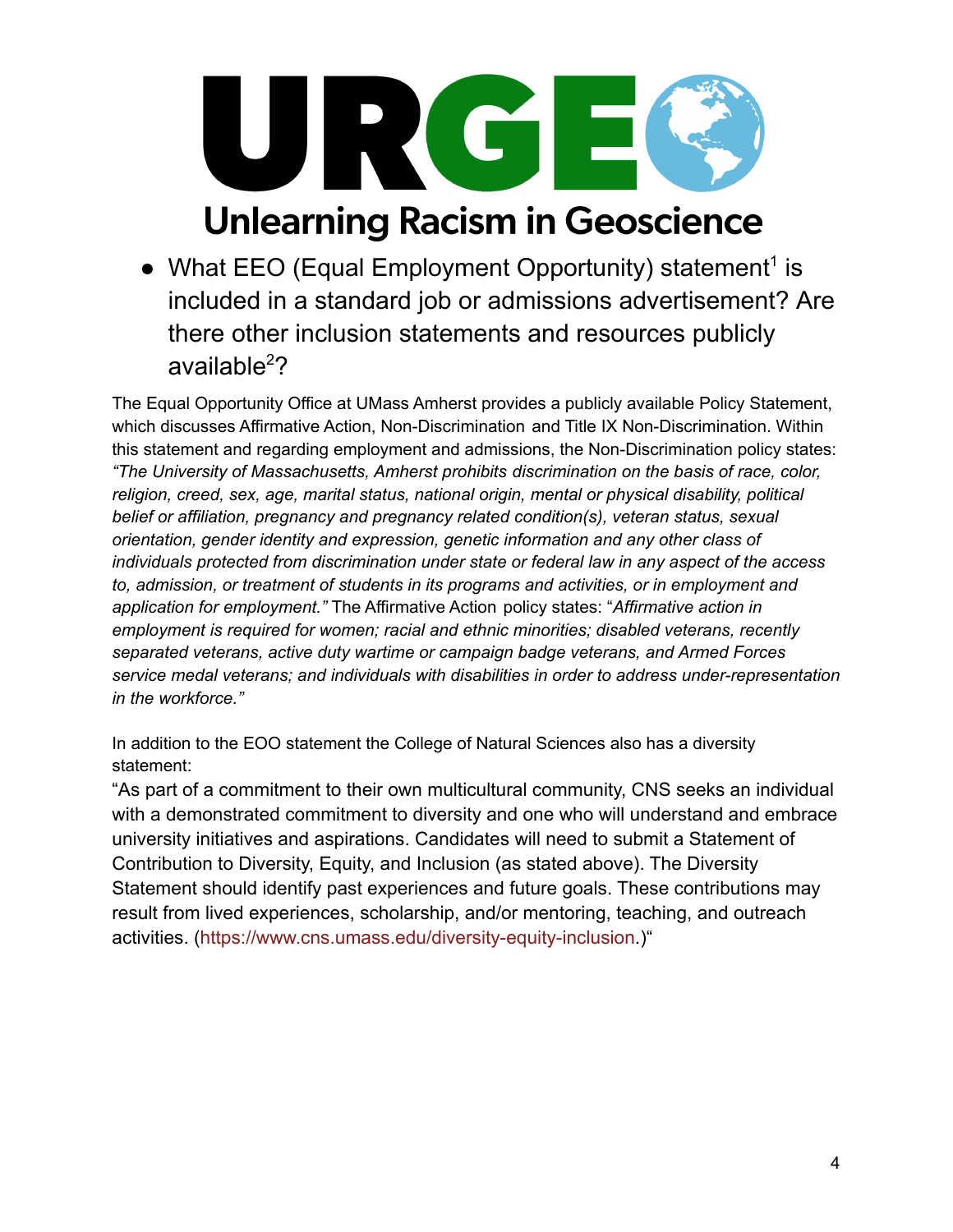# URGE
## Unlearning Racism in Geoscience

- What EEO (Equal Employment Opportunity) statement[1] is included in a standard job or admissions advertisement? Are there other inclusion statements and resources publicly available[2]?

The Equal Opportunity Office at UMass Amherst provides a publicly available Policy Statement, which discusses Affirmative Action, Non-Discrimination and Title IX Non-Discrimination. Within this statement and regarding employment and admissions, the Non-Discrimination policy states: *"The University of Massachusetts, Amherst prohibits discrimination on the basis of race, color, religion, creed, sex, age, marital status, national origin, mental or physical disability, political belief or affiliation, pregnancy and pregnancy related condition(s), veteran status, sexual orientation, gender identity and expression, genetic information and any other class of individuals protected from discrimination under state or federal law in any aspect of the access to, admission, or treatment of students in its programs and activities, or in employment and application for employment."* The Affirmative Action policy states: "*Affirmative action in employment is required for women; racial and ethnic minorities; disabled veterans, recently separated veterans, active duty wartime or campaign badge veterans, and Armed Forces service medal veterans; and individuals with disabilities in order to address under-representation in the workforce."*

In addition to the EOO statement the College of Natural Sciences also has a diversity statement:

"As part of a commitment to their own multicultural community, CNS seeks an individual with a demonstrated commitment to diversity and one who will understand and embrace university initiatives and aspirations. Candidates will need to submit a Statement of Contribution to Diversity, Equity, and Inclusion (as stated above). The Diversity Statement should identify past experiences and future goals. These contributions may result from lived experiences, scholarship, and/or mentoring, teaching, and outreach activities. (https://www.cns.umass.edu/diversity-equity-inclusion.)"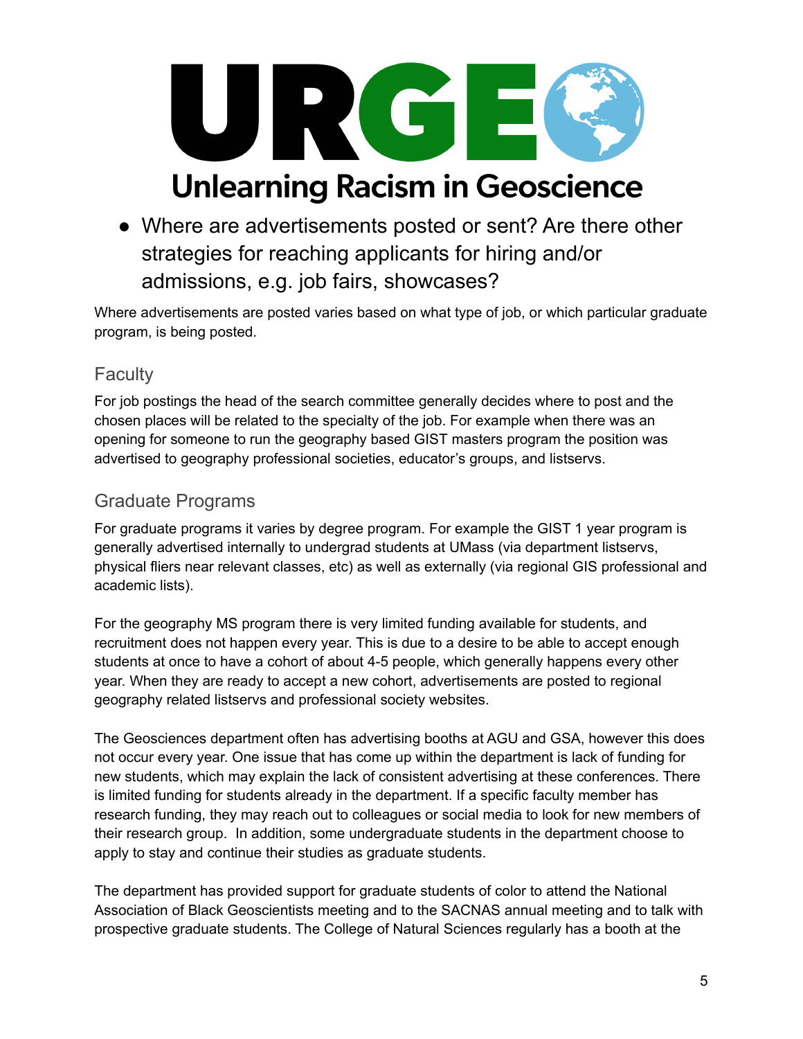- Where are advertisements posted or sent? Are there other strategies for reaching applicants for hiring and/or admissions, e.g. job fairs, showcases?

Where advertisements are posted varies based on what type of job, or which particular graduate program, is being posted.

## Faculty

For job postings the head of the search committee generally decides where to post and the chosen places will be related to the specialty of the job. For example when there was an opening for someone to run the geography based GIST masters program the position was advertised to geography professional societies, educator's groups, and listservs.

## Graduate Programs

For graduate programs it varies by degree program. For example the GIST 1 year program is generally advertised internally to undergrad students at UMass (via department listservs, physical fliers near relevant classes, etc) as well as externally (via regional GIS professional and academic lists).

For the geography MS program there is very limited funding available for students, and recruitment does not happen every year. This is due to a desire to be able to accept enough students at once to have a cohort of about 4-5 people, which generally happens every other year. When they are ready to accept a new cohort, advertisements are posted to regional geography related listservs and professional society websites.

The Geosciences department often has advertising booths at AGU and GSA, however this does not occur every year. One issue that has come up within the department is lack of funding for new students, which may explain the lack of consistent advertising at these conferences. There is limited funding for students already in the department. If a specific faculty member has research funding, they may reach out to colleagues or social media to look for new members of their research group. In addition, some undergraduate students in the department choose to apply to stay and continue their studies as graduate students.

The department has provided support for graduate students of color to attend the National Association of Black Geoscientists meeting and to the SACNAS annual meeting and to talk with prospective graduate students. The College of Natural Sciences regularly has a booth at the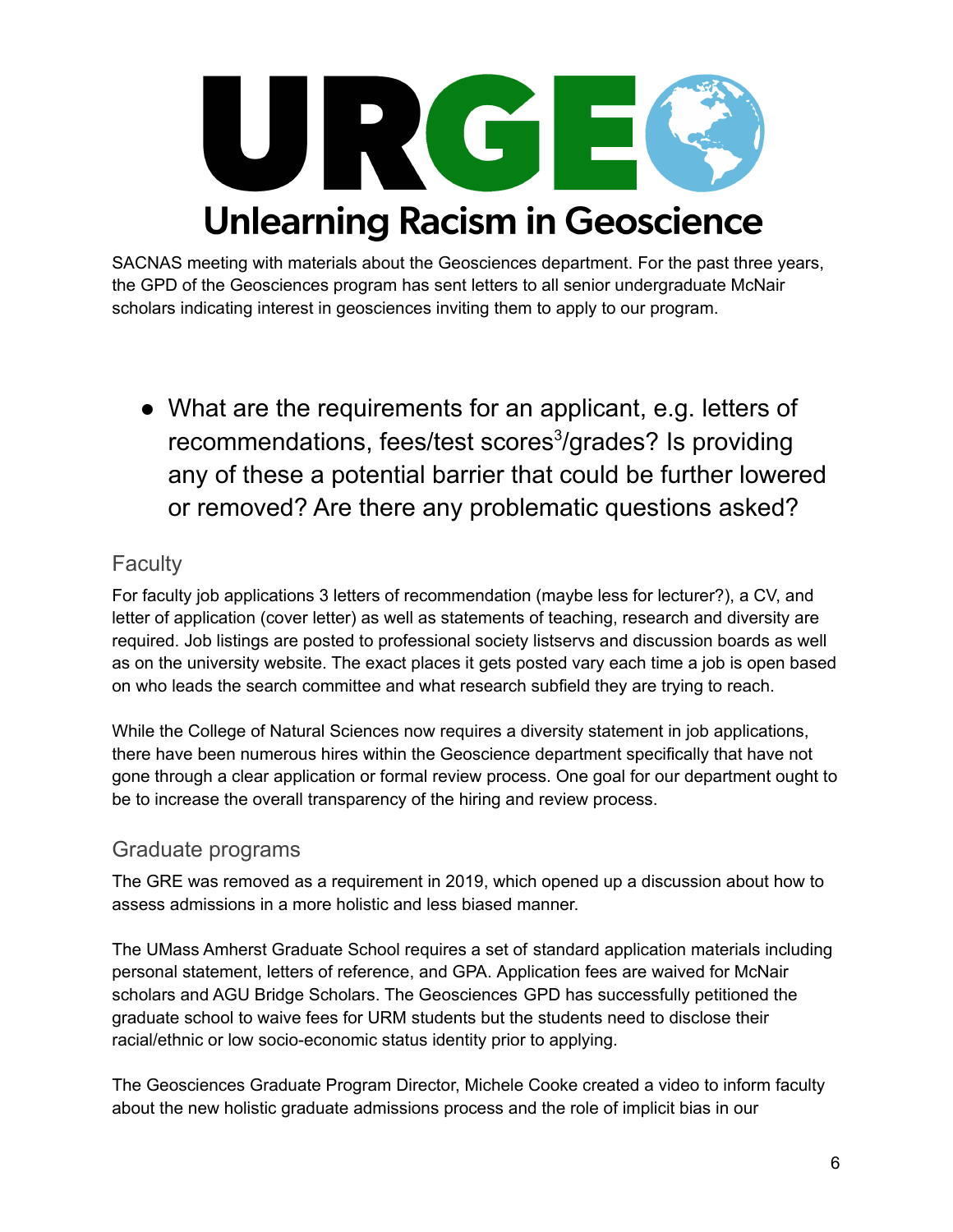SACNAS meeting with materials about the Geosciences department. For the past three years, the GPD of the Geosciences program has sent letters to all senior undergraduate McNair scholars indicating interest in geosciences inviting them to apply to our program.

- What are the requirements for an applicant, e.g. letters of recommendations, fees/test scores[3]/grades? Is providing any of these a potential barrier that could be further lowered or removed? Are there any problematic questions asked?

## Faculty

For faculty job applications 3 letters of recommendation (maybe less for lecturer?), a CV, and letter of application (cover letter) as well as statements of teaching, research and diversity are required. Job listings are posted to professional society listservs and discussion boards as well as on the university website. The exact places it gets posted vary each time a job is open based on who leads the search committee and what research subfield they are trying to reach.

While the College of Natural Sciences now requires a diversity statement in job applications, there have been numerous hires within the Geoscience department specifically that have not gone through a clear application or formal review process. One goal for our department ought to be to increase the overall transparency of the hiring and review process.

## Graduate programs

The GRE was removed as a requirement in 2019, which opened up a discussion about how to assess admissions in a more holistic and less biased manner.

The UMass Amherst Graduate School requires a set of standard application materials including personal statement, letters of reference, and GPA. Application fees are waived for McNair scholars and AGU Bridge Scholars. The Geosciences GPD has successfully petitioned the graduate school to waive fees for URM students but the students need to disclose their racial/ethnic or low socio-economic status identity prior to applying.

The Geosciences Graduate Program Director, Michele Cooke created a video to inform faculty about the new holistic graduate admissions process and the role of implicit bias in our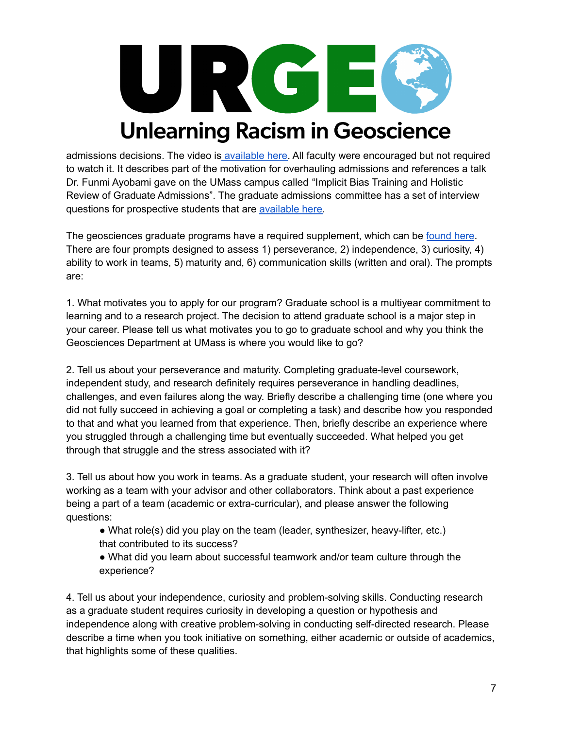admissions decisions. The video is available here. All faculty were encouraged but not required to watch it. It describes part of the motivation for overhauling admissions and references a talk Dr. Funmi Ayobami gave on the UMass campus called "Implicit Bias Training and Holistic Review of Graduate Admissions". The graduate admissions committee has a set of interview questions for prospective students that are available here.

The geosciences graduate programs have a required supplement, which can be found here. There are four prompts designed to assess 1) perseverance, 2) independence, 3) curiosity, 4) ability to work in teams, 5) maturity and, 6) communication skills (written and oral). The prompts are:

1. What motivates you to apply for our program? Graduate school is a multiyear commitment to learning and to a research project. The decision to attend graduate school is a major step in your career. Please tell us what motivates you to go to graduate school and why you think the Geosciences Department at UMass is where you would like to go?

2. Tell us about your perseverance and maturity. Completing graduate-level coursework, independent study, and research definitely requires perseverance in handling deadlines, challenges, and even failures along the way. Briefly describe a challenging time (one where you did not fully succeed in achieving a goal or completing a task) and describe how you responded to that and what you learned from that experience. Then, briefly describe an experience where you struggled through a challenging time but eventually succeeded. What helped you get through that struggle and the stress associated with it?

3. Tell us about how you work in teams. As a graduate student, your research will often involve working as a team with your advisor and other collaborators. Think about a past experience being a part of a team (academic or extra-curricular), and please answer the following questions:

- What role(s) did you play on the team (leader, synthesizer, heavy-lifter, etc.) that contributed to its success?
- What did you learn about successful teamwork and/or team culture through the experience?

4. Tell us about your independence, curiosity and problem-solving skills. Conducting research as a graduate student requires curiosity in developing a question or hypothesis and independence along with creative problem-solving in conducting self-directed research. Please describe a time when you took initiative on something, either academic or outside of academics, that highlights some of these qualities.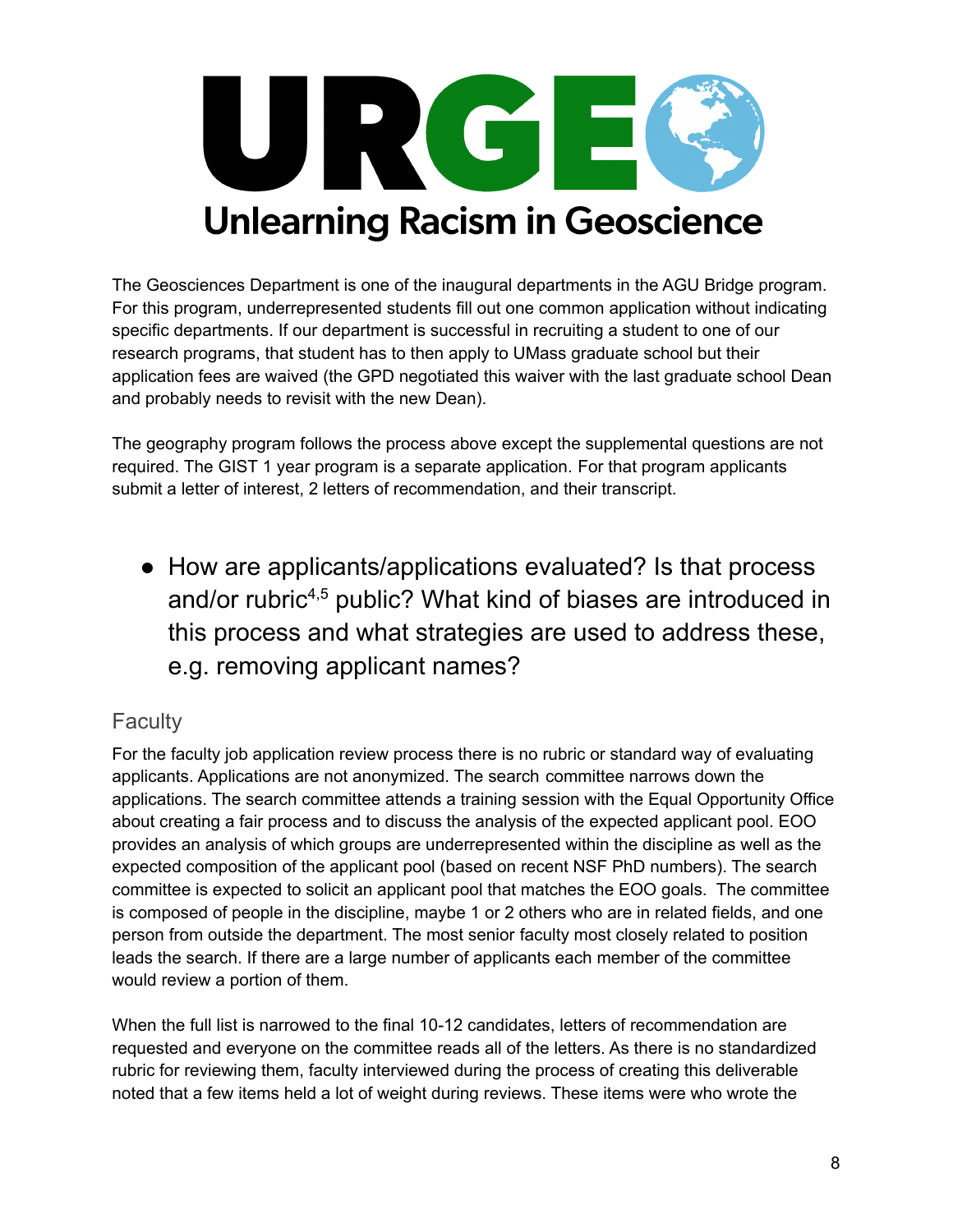# URGE
## Unlearning Racism in Geoscience

The Geosciences Department is one of the inaugural departments in the AGU Bridge program. For this program, underrepresented students fill out one common application without indicating specific departments. If our department is successful in recruiting a student to one of our research programs, that student has to then apply to UMass graduate school but their application fees are waived (the GPD negotiated this waiver with the last graduate school Dean and probably needs to revisit with the new Dean).

The geography program follows the process above except the supplemental questions are not required. The GIST 1 year program is a separate application. For that program applicants submit a letter of interest, 2 letters of recommendation, and their transcript.

- How are applicants/applications evaluated? Is that process and/or rubric[4,5] public? What kind of biases are introduced in this process and what strategies are used to address these, e.g. removing applicant names?

### Faculty

For the faculty job application review process there is no rubric or standard way of evaluating applicants. Applications are not anonymized. The search committee narrows down the applications. The search committee attends a training session with the Equal Opportunity Office about creating a fair process and to discuss the analysis of the expected applicant pool. EOO provides an analysis of which groups are underrepresented within the discipline as well as the expected composition of the applicant pool (based on recent NSF PhD numbers). The search committee is expected to solicit an applicant pool that matches the EOO goals. The committee is composed of people in the discipline, maybe 1 or 2 others who are in related fields, and one person from outside the department. The most senior faculty most closely related to position leads the search. If there are a large number of applicants each member of the committee would review a portion of them.

When the full list is narrowed to the final 10-12 candidates, letters of recommendation are requested and everyone on the committee reads all of the letters. As there is no standardized rubric for reviewing them, faculty interviewed during the process of creating this deliverable noted that a few items held a lot of weight during reviews. These items were who wrote the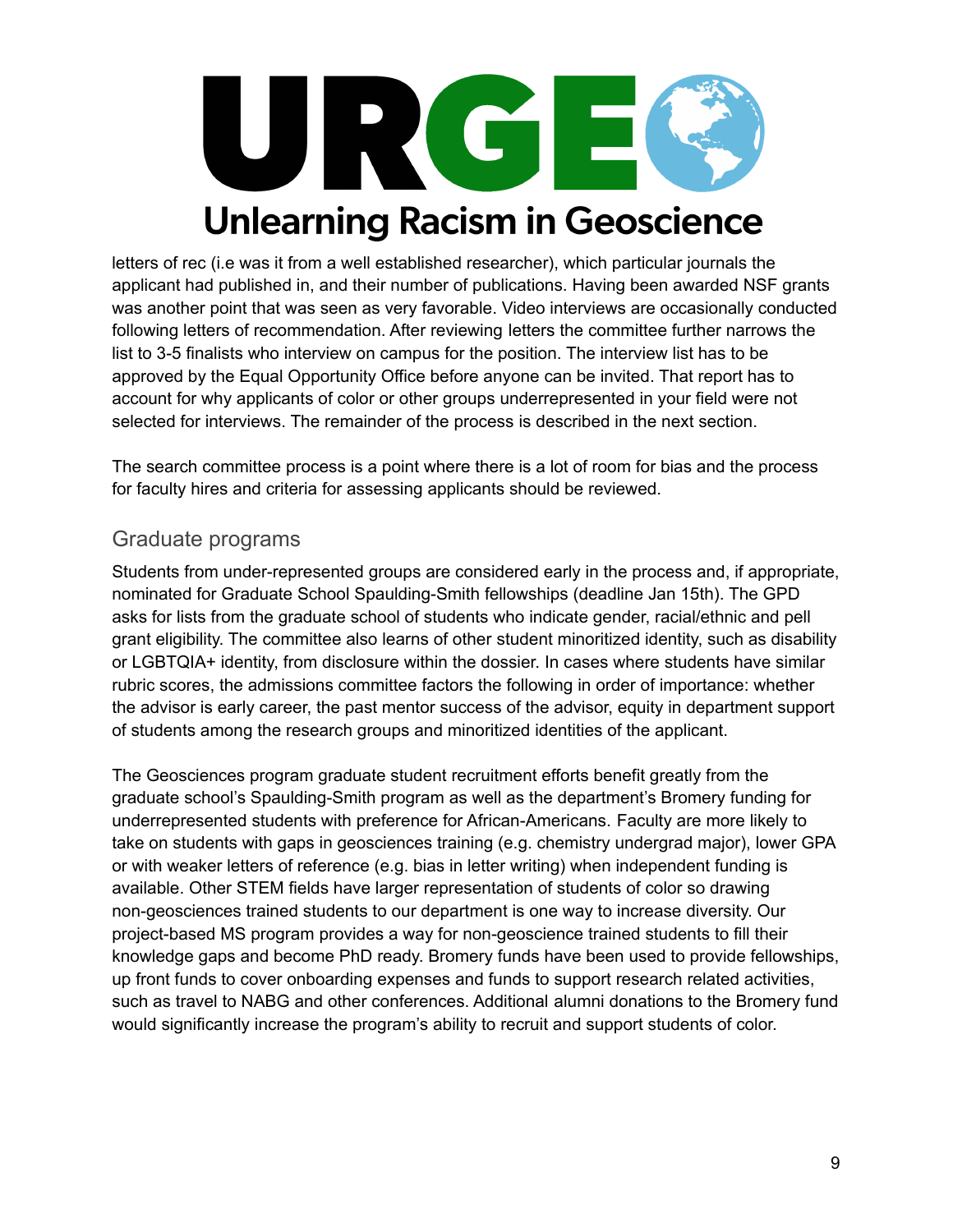letters of rec (i.e was it from a well established researcher), which particular journals the applicant had published in, and their number of publications. Having been awarded NSF grants was another point that was seen as very favorable. Video interviews are occasionally conducted following letters of recommendation. After reviewing letters the committee further narrows the list to 3-5 finalists who interview on campus for the position. The interview list has to be approved by the Equal Opportunity Office before anyone can be invited. That report has to account for why applicants of color or other groups underrepresented in your field were not selected for interviews. The remainder of the process is described in the next section.

The search committee process is a point where there is a lot of room for bias and the process for faculty hires and criteria for assessing applicants should be reviewed.

## Graduate programs

Students from under-represented groups are considered early in the process and, if appropriate, nominated for Graduate School Spaulding-Smith fellowships (deadline Jan 15th). The GPD asks for lists from the graduate school of students who indicate gender, racial/ethnic and pell grant eligibility. The committee also learns of other student minoritized identity, such as disability or LGBTQIA+ identity, from disclosure within the dossier. In cases where students have similar rubric scores, the admissions committee factors the following in order of importance: whether the advisor is early career, the past mentor success of the advisor, equity in department support of students among the research groups and minoritized identities of the applicant.

The Geosciences program graduate student recruitment efforts benefit greatly from the graduate school's Spaulding-Smith program as well as the department's Bromery funding for underrepresented students with preference for African-Americans. Faculty are more likely to take on students with gaps in geosciences training (e.g. chemistry undergrad major), lower GPA or with weaker letters of reference (e.g. bias in letter writing) when independent funding is available. Other STEM fields have larger representation of students of color so drawing non-geosciences trained students to our department is one way to increase diversity. Our project-based MS program provides a way for non-geoscience trained students to fill their knowledge gaps and become PhD ready. Bromery funds have been used to provide fellowships, up front funds to cover onboarding expenses and funds to support research related activities, such as travel to NABG and other conferences. Additional alumni donations to the Bromery fund would significantly increase the program's ability to recruit and support students of color.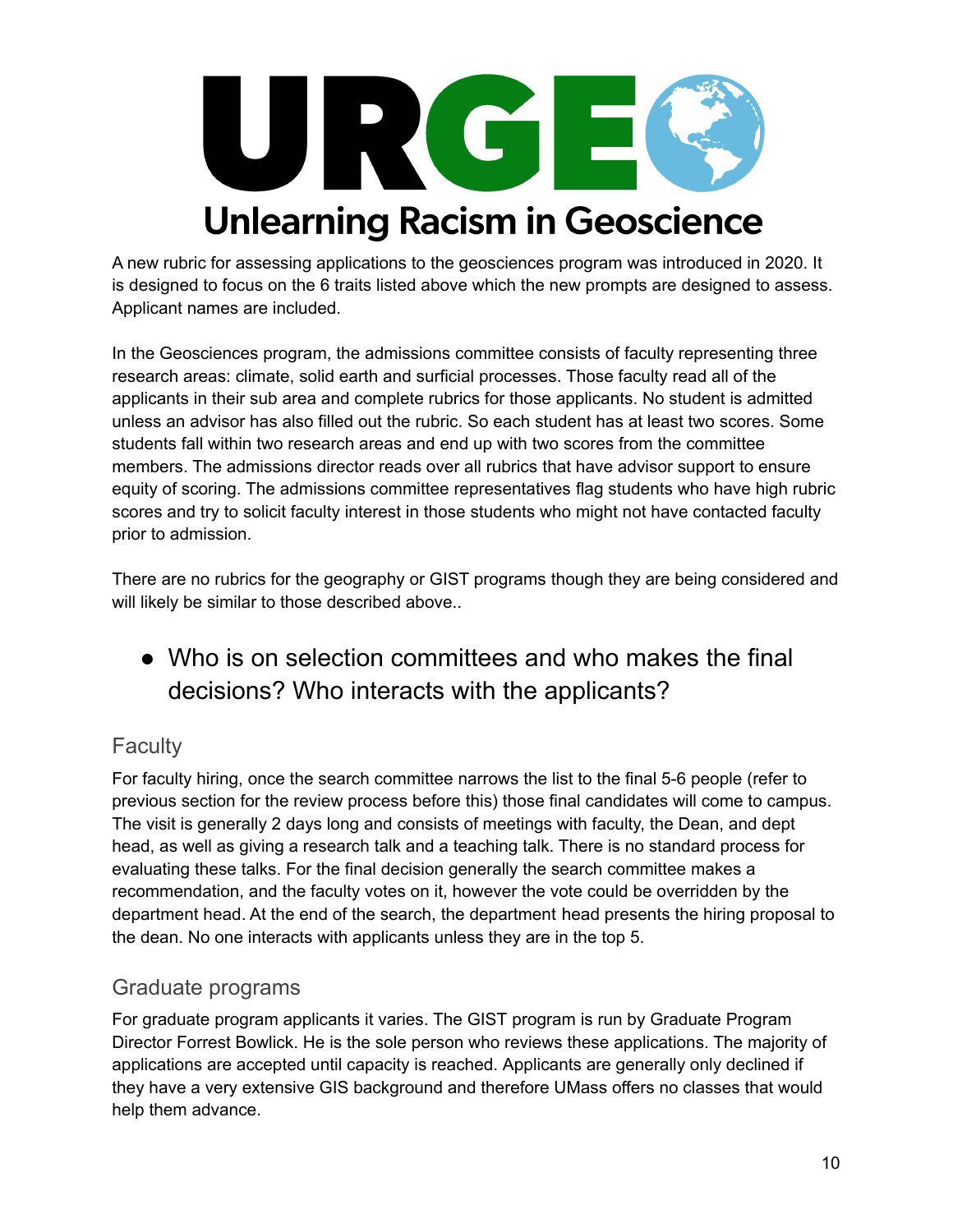# URGE

## Unlearning Racism in Geoscience

A new rubric for assessing applications to the geosciences program was introduced in 2020. It is designed to focus on the 6 traits listed above which the new prompts are designed to assess. Applicant names are included.

In the Geosciences program, the admissions committee consists of faculty representing three research areas: climate, solid earth and surficial processes. Those faculty read all of the applicants in their sub area and complete rubrics for those applicants. No student is admitted unless an advisor has also filled out the rubric. So each student has at least two scores. Some students fall within two research areas and end up with two scores from the committee members. The admissions director reads over all rubrics that have advisor support to ensure equity of scoring. The admissions committee representatives flag students who have high rubric scores and try to solicit faculty interest in those students who might not have contacted faculty prior to admission.

There are no rubrics for the geography or GIST programs though they are being considered and will likely be similar to those described above..

- Who is on selection committees and who makes the final decisions? Who interacts with the applicants?

### Faculty

For faculty hiring, once the search committee narrows the list to the final 5-6 people (refer to previous section for the review process before this) those final candidates will come to campus. The visit is generally 2 days long and consists of meetings with faculty, the Dean, and dept head, as well as giving a research talk and a teaching talk. There is no standard process for evaluating these talks. For the final decision generally the search committee makes a recommendation, and the faculty votes on it, however the vote could be overridden by the department head. At the end of the search, the department head presents the hiring proposal to the dean. No one interacts with applicants unless they are in the top 5.

### Graduate programs

For graduate program applicants it varies. The GIST program is run by Graduate Program Director Forrest Bowlick. He is the sole person who reviews these applications. The majority of applications are accepted until capacity is reached. Applicants are generally only declined if they have a very extensive GIS background and therefore UMass offers no classes that would help them advance.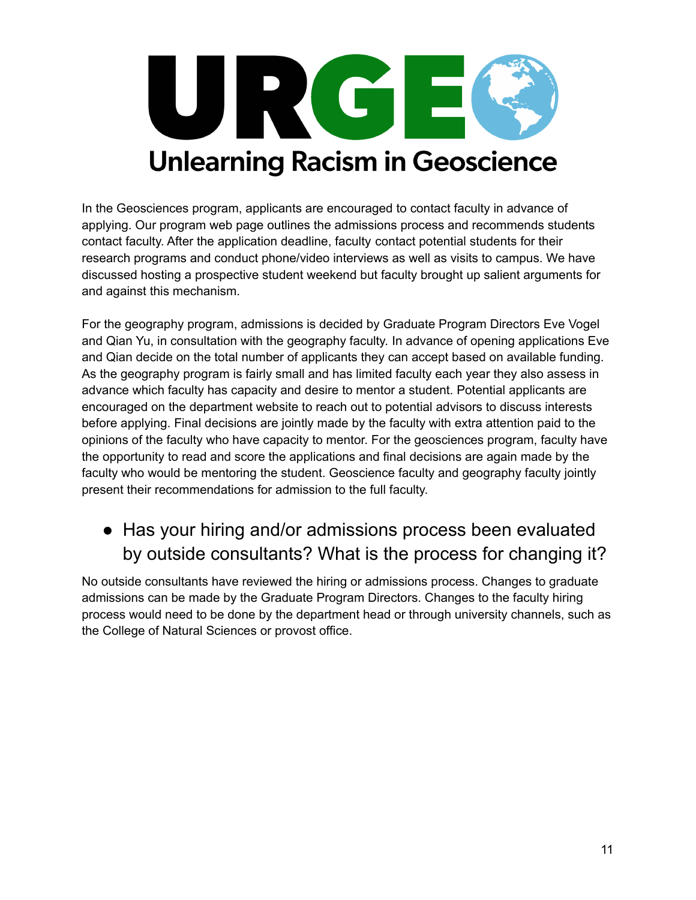# URGE Unlearning Racism in Geoscience

In the Geosciences program, applicants are encouraged to contact faculty in advance of applying. Our program web page outlines the admissions process and recommends students contact faculty. After the application deadline, faculty contact potential students for their research programs and conduct phone/video interviews as well as visits to campus. We have discussed hosting a prospective student weekend but faculty brought up salient arguments for and against this mechanism.

For the geography program, admissions is decided by Graduate Program Directors Eve Vogel and Qian Yu, in consultation with the geography faculty. In advance of opening applications Eve and Qian decide on the total number of applicants they can accept based on available funding. As the geography program is fairly small and has limited faculty each year they also assess in advance which faculty has capacity and desire to mentor a student. Potential applicants are encouraged on the department website to reach out to potential advisors to discuss interests before applying. Final decisions are jointly made by the faculty with extra attention paid to the opinions of the faculty who have capacity to mentor. For the geosciences program, faculty have the opportunity to read and score the applications and final decisions are again made by the faculty who would be mentoring the student. Geoscience faculty and geography faculty jointly present their recommendations for admission to the full faculty.

- Has your hiring and/or admissions process been evaluated by outside consultants? What is the process for changing it?

No outside consultants have reviewed the hiring or admissions process. Changes to graduate admissions can be made by the Graduate Program Directors. Changes to the faculty hiring process would need to be done by the department head or through university channels, such as the College of Natural Sciences or provost office.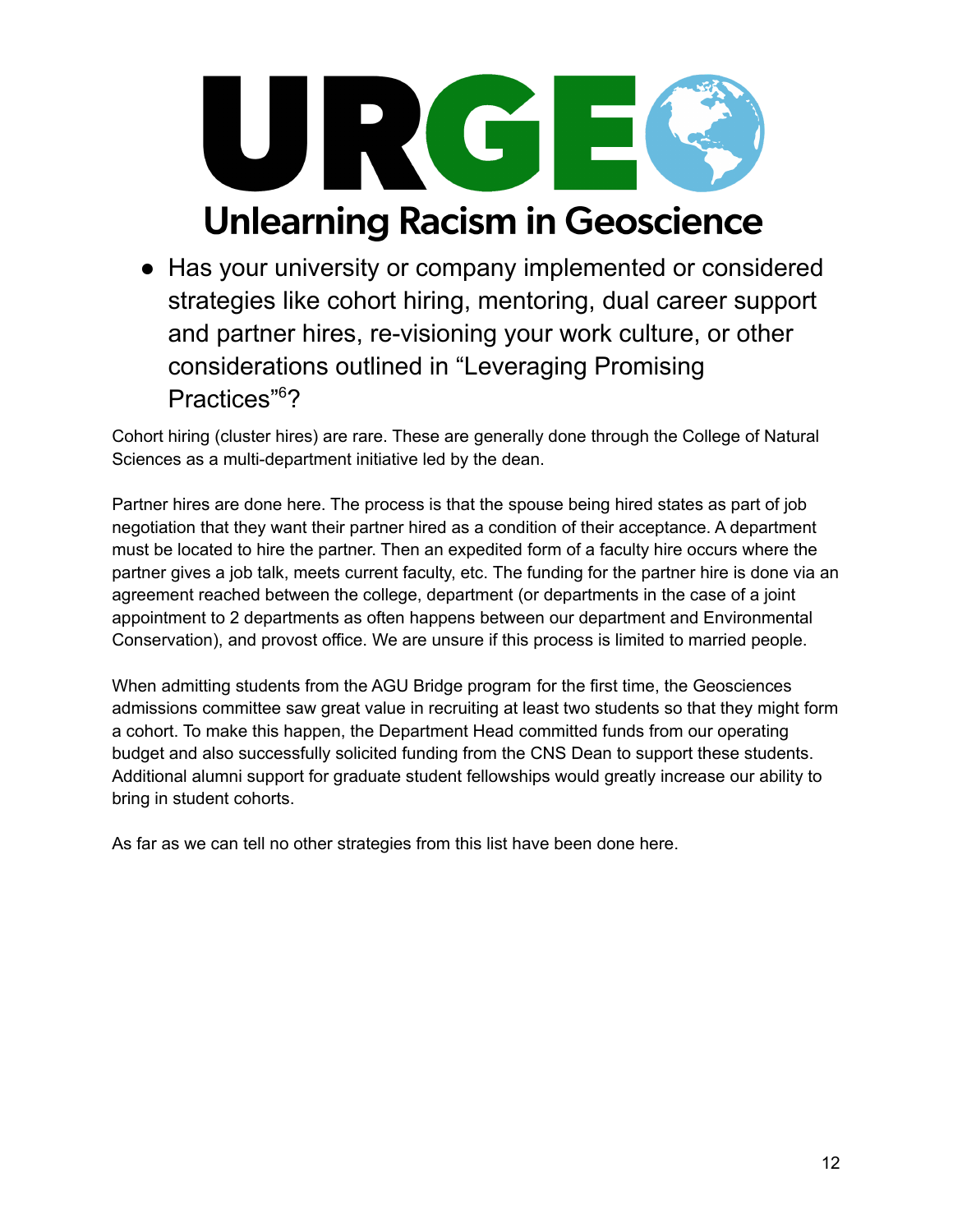URGE

Unlearning Racism in Geoscience

- Has your university or company implemented or considered strategies like cohort hiring, mentoring, dual career support and partner hires, re-visioning your work culture, or other considerations outlined in "Leveraging Promising Practices"[6]?

Cohort hiring (cluster hires) are rare. These are generally done through the College of Natural Sciences as a multi-department initiative led by the dean.

Partner hires are done here. The process is that the spouse being hired states as part of job negotiation that they want their partner hired as a condition of their acceptance. A department must be located to hire the partner. Then an expedited form of a faculty hire occurs where the partner gives a job talk, meets current faculty, etc. The funding for the partner hire is done via an agreement reached between the college, department (or departments in the case of a joint appointment to 2 departments as often happens between our department and Environmental Conservation), and provost office. We are unsure if this process is limited to married people.

When admitting students from the AGU Bridge program for the first time, the Geosciences admissions committee saw great value in recruiting at least two students so that they might form a cohort. To make this happen, the Department Head committed funds from our operating budget and also successfully solicited funding from the CNS Dean to support these students. Additional alumni support for graduate student fellowships would greatly increase our ability to bring in student cohorts.

As far as we can tell no other strategies from this list have been done here.